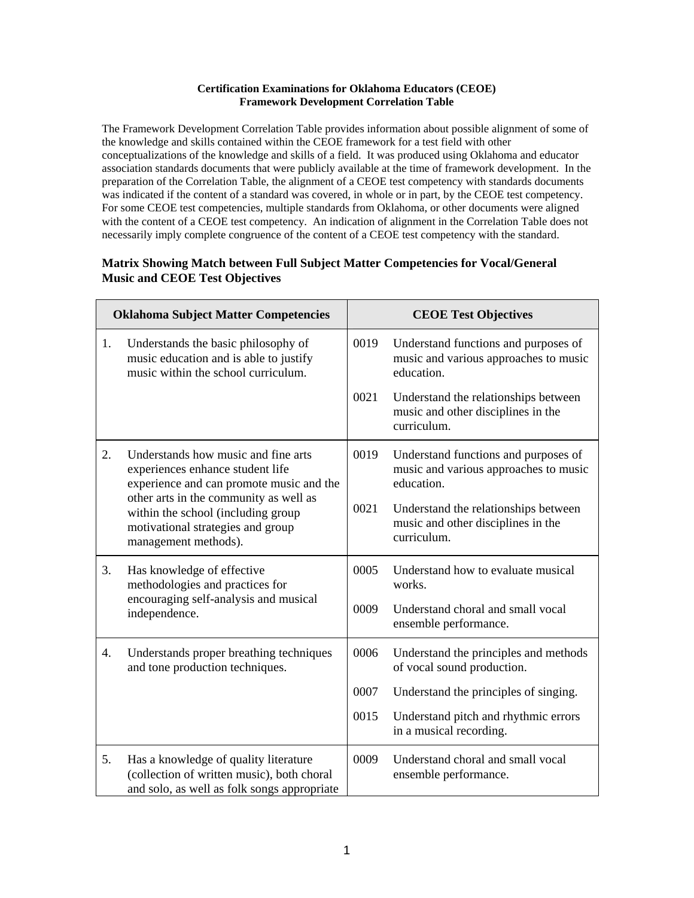**Certification Examinations for Oklahoma Educators (CEOE)**
**Framework Development Correlation Table**

The Framework Development Correlation Table provides information about possible alignment of some of the knowledge and skills contained within the CEOE framework for a test field with other conceptualizations of the knowledge and skills of a field. It was produced using Oklahoma and educator association standards documents that were publicly available at the time of framework development. In the preparation of the Correlation Table, the alignment of a CEOE test competency with standards documents was indicated if the content of a standard was covered, in whole or in part, by the CEOE test competency. For some CEOE test competencies, multiple standards from Oklahoma, or other documents were aligned with the content of a CEOE test competency. An indication of alignment in the Correlation Table does not necessarily imply complete congruence of the content of a CEOE test competency with the standard.

## Matrix Showing Match between Full Subject Matter Competencies for Vocal/General Music and CEOE Test Objectives

| Oklahoma Subject Matter Competencies | CEOE Test Objectives |
|---|---|
| 1. Understands the basic philosophy of music education and is able to justify music within the school curriculum. | 0019 Understand functions and purposes of music and various approaches to music education.<br>0021 Understand the relationships between music and other disciplines in the curriculum. |
| 2. Understands how music and fine arts experiences enhance student life experience and can promote music and the other arts in the community as well as within the school (including group motivational strategies and group management methods). | 0019 Understand functions and purposes of music and various approaches to music education.<br>0021 Understand the relationships between music and other disciplines in the curriculum. |
| 3. Has knowledge of effective methodologies and practices for encouraging self-analysis and musical independence. | 0005 Understand how to evaluate musical works.<br>0009 Understand choral and small vocal ensemble performance. |
| 4. Understands proper breathing techniques and tone production techniques. | 0006 Understand the principles and methods of vocal sound production.<br>0007 Understand the principles of singing.<br>0015 Understand pitch and rhythmic errors in a musical recording. |
| 5. Has a knowledge of quality literature (collection of written music), both choral and solo, as well as folk songs appropriate | 0009 Understand choral and small vocal ensemble performance. |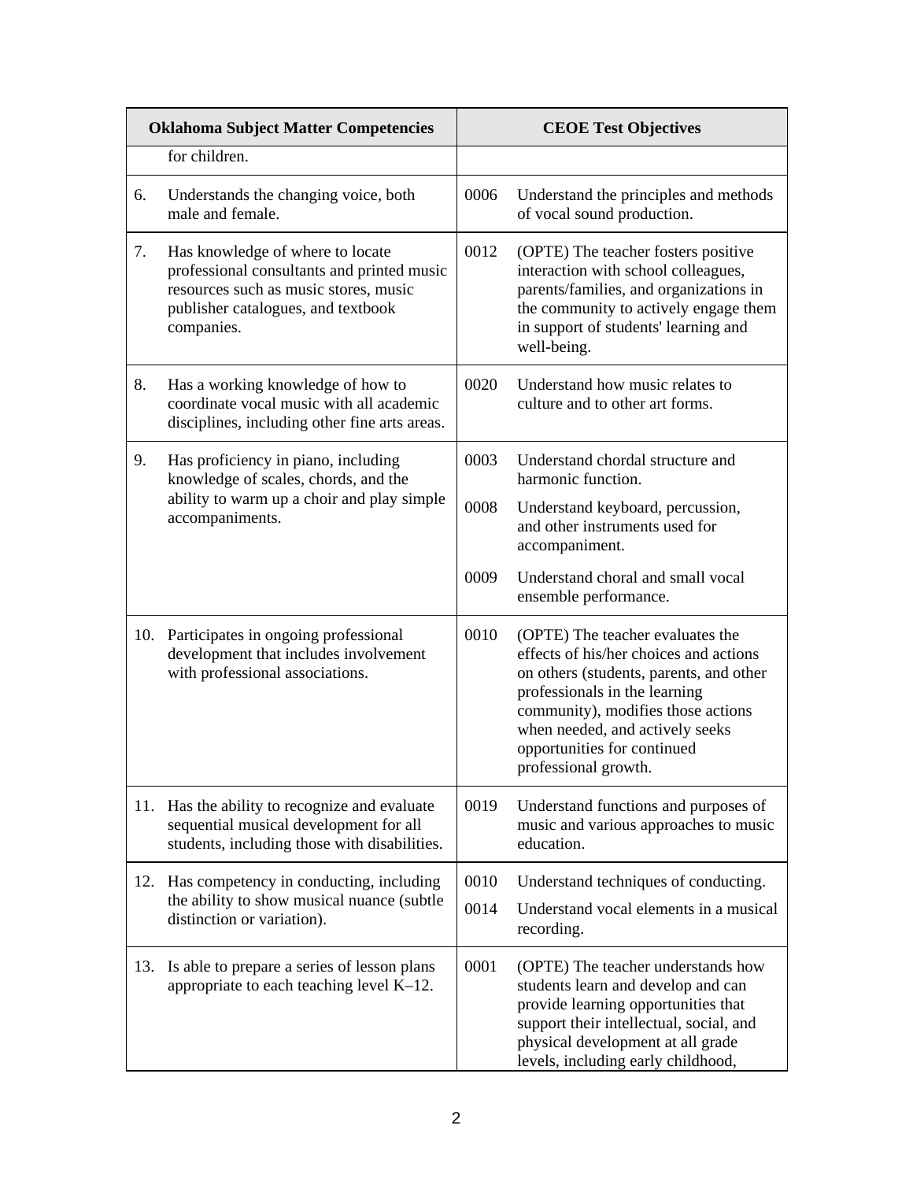| Oklahoma Subject Matter Competencies | | CEOE Test Objectives | |
|---|---|---|---|
| | for children. | | |
| 6. | Understands the changing voice, both male and female. | 0006 | Understand the principles and methods of vocal sound production. |
| 7. | Has knowledge of where to locate professional consultants and printed music resources such as music stores, music publisher catalogues, and textbook companies. | 0012 | (OPTE) The teacher fosters positive interaction with school colleagues, parents/families, and organizations in the community to actively engage them in support of students' learning and well-being. |
| 8. | Has a working knowledge of how to coordinate vocal music with all academic disciplines, including other fine arts areas. | 0020 | Understand how music relates to culture and to other art forms. |
| 9. | Has proficiency in piano, including knowledge of scales, chords, and the ability to warm up a choir and play simple accompaniments. | 0003 | Understand chordal structure and harmonic function. |
| | | 0008 | Understand keyboard, percussion, and other instruments used for accompaniment. |
| | | 0009 | Understand choral and small vocal ensemble performance. |
| 10. | Participates in ongoing professional development that includes involvement with professional associations. | 0010 | (OPTE) The teacher evaluates the effects of his/her choices and actions on others (students, parents, and other professionals in the learning community), modifies those actions when needed, and actively seeks opportunities for continued professional growth. |
| 11. | Has the ability to recognize and evaluate sequential musical development for all students, including those with disabilities. | 0019 | Understand functions and purposes of music and various approaches to music education. |
| 12. | Has competency in conducting, including the ability to show musical nuance (subtle distinction or variation). | 0010 | Understand techniques of conducting. |
| | | 0014 | Understand vocal elements in a musical recording. |
| 13. | Is able to prepare a series of lesson plans appropriate to each teaching level K–12. | 0001 | (OPTE) The teacher understands how students learn and develop and can provide learning opportunities that support their intellectual, social, and physical development at all grade levels, including early childhood, |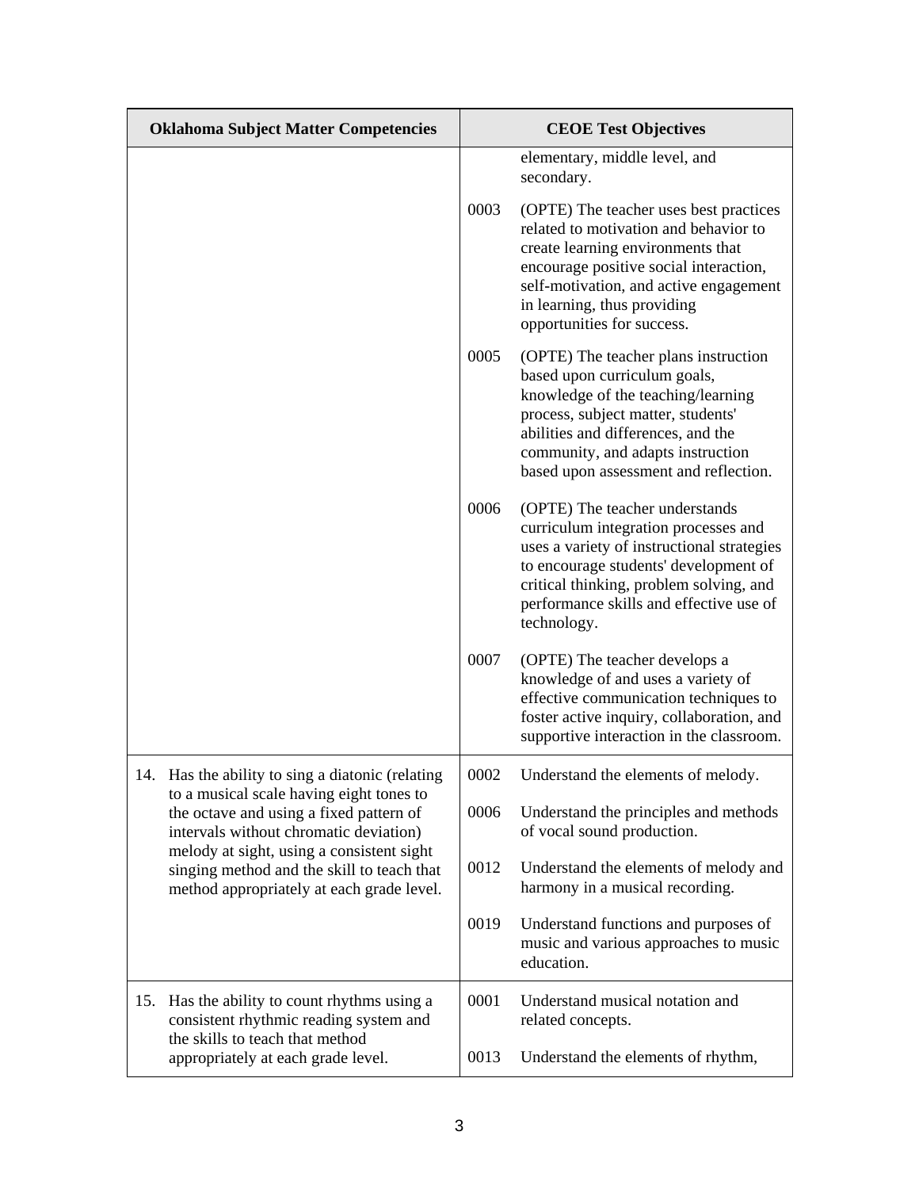| Oklahoma Subject Matter Competencies | CEOE Test Objectives |
| --- | --- |
| | elementary, middle level, and secondary. |
| | 0003 (OPTE) The teacher uses best practices related to motivation and behavior to create learning environments that encourage positive social interaction, self-motivation, and active engagement in learning, thus providing opportunities for success. |
| | 0005 (OPTE) The teacher plans instruction based upon curriculum goals, knowledge of the teaching/learning process, subject matter, students' abilities and differences, and the community, and adapts instruction based upon assessment and reflection. |
| | 0006 (OPTE) The teacher understands curriculum integration processes and uses a variety of instructional strategies to encourage students' development of critical thinking, problem solving, and performance skills and effective use of technology. |
| | 0007 (OPTE) The teacher develops a knowledge of and uses a variety of effective communication techniques to foster active inquiry, collaboration, and supportive interaction in the classroom. |
| 14. Has the ability to sing a diatonic (relating to a musical scale having eight tones to the octave and using a fixed pattern of intervals without chromatic deviation) melody at sight, using a consistent sight singing method and the skill to teach that method appropriately at each grade level. | 0002 Understand the elements of melody. |
| | 0006 Understand the principles and methods of vocal sound production. |
| | 0012 Understand the elements of melody and harmony in a musical recording. |
| | 0019 Understand functions and purposes of music and various approaches to music education. |
| 15. Has the ability to count rhythms using a consistent rhythmic reading system and the skills to teach that method appropriately at each grade level. | 0001 Understand musical notation and related concepts. |
| | 0013 Understand the elements of rhythm, |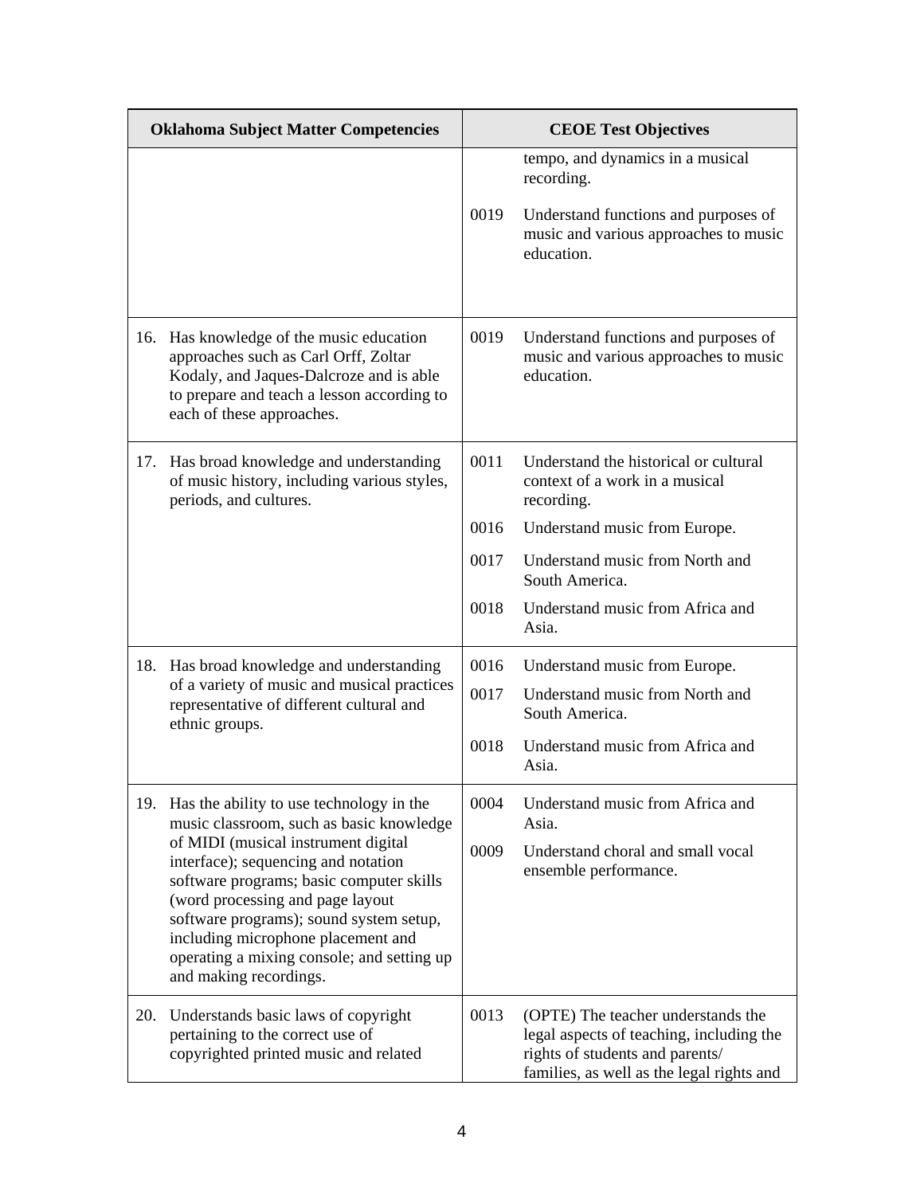| Oklahoma Subject Matter Competencies | CEOE Test Objectives |
| --- | --- |
| | tempo, and dynamics in a musical recording.<br><br>0019 Understand functions and purposes of music and various approaches to music education. |
| 16. Has knowledge of the music education approaches such as Carl Orff, Zoltar Kodaly, and Jaques-Dalcroze and is able to prepare and teach a lesson according to each of these approaches. | 0019 Understand functions and purposes of music and various approaches to music education. |
| 17. Has broad knowledge and understanding of music history, including various styles, periods, and cultures. | 0011 Understand the historical or cultural context of a work in a musical recording.<br><br>0016 Understand music from Europe.<br><br>0017 Understand music from North and South America.<br><br>0018 Understand music from Africa and Asia. |
| 18. Has broad knowledge and understanding of a variety of music and musical practices representative of different cultural and ethnic groups. | 0016 Understand music from Europe.<br><br>0017 Understand music from North and South America.<br><br>0018 Understand music from Africa and Asia. |
| 19. Has the ability to use technology in the music classroom, such as basic knowledge of MIDI (musical instrument digital interface); sequencing and notation software programs; basic computer skills (word processing and page layout software programs); sound system setup, including microphone placement and operating a mixing console; and setting up and making recordings. | 0004 Understand music from Africa and Asia.<br><br>0009 Understand choral and small vocal ensemble performance. |
| 20. Understands basic laws of copyright pertaining to the correct use of copyrighted printed music and related | 0013 (OPTE) The teacher understands the legal aspects of teaching, including the rights of students and parents/ families, as well as the legal rights and |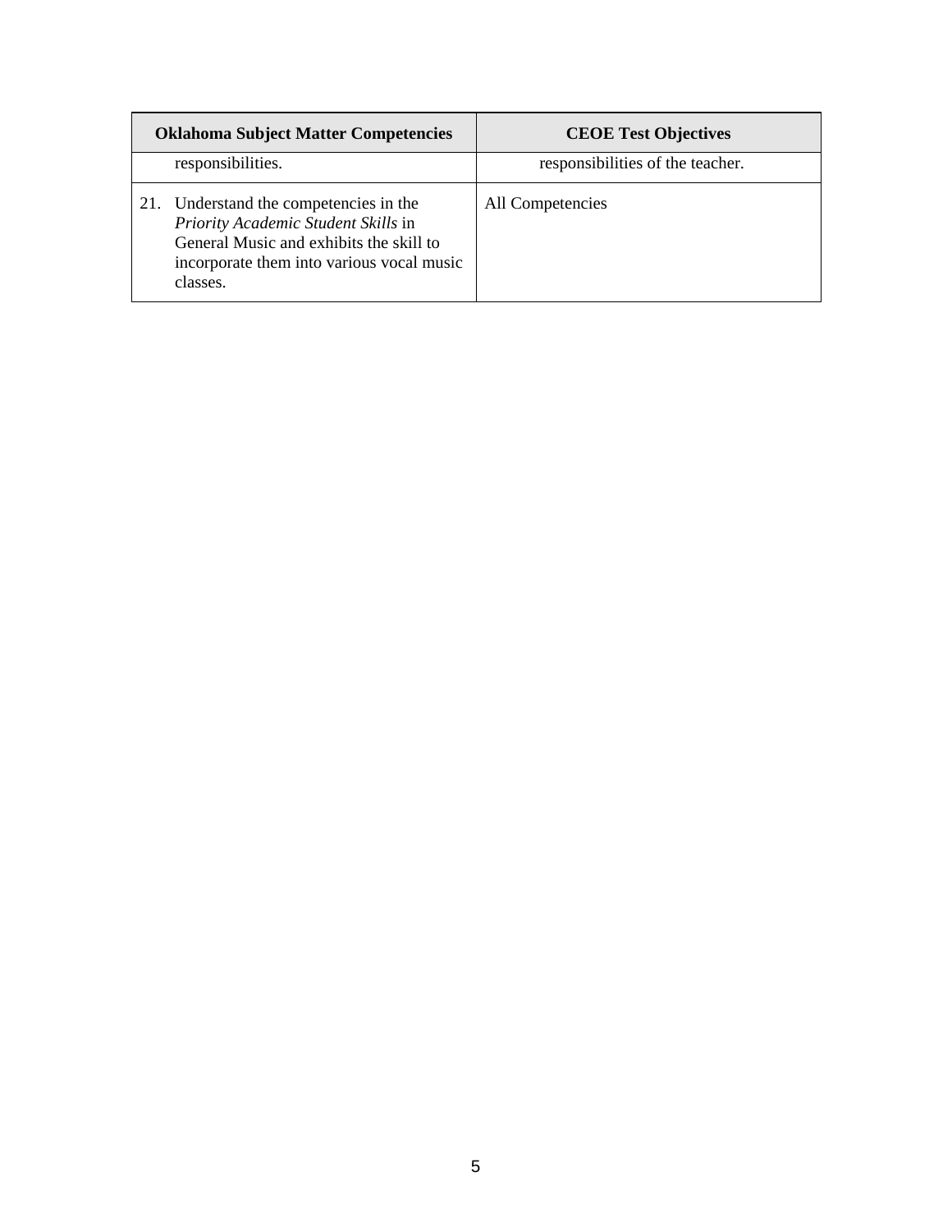| Oklahoma Subject Matter Competencies | CEOE Test Objectives |
|---|---|
| responsibilities. | responsibilities of the teacher. |
| 21. Understand the competencies in the *Priority Academic Student Skills* in General Music and exhibits the skill to incorporate them into various vocal music classes. | All Competencies |